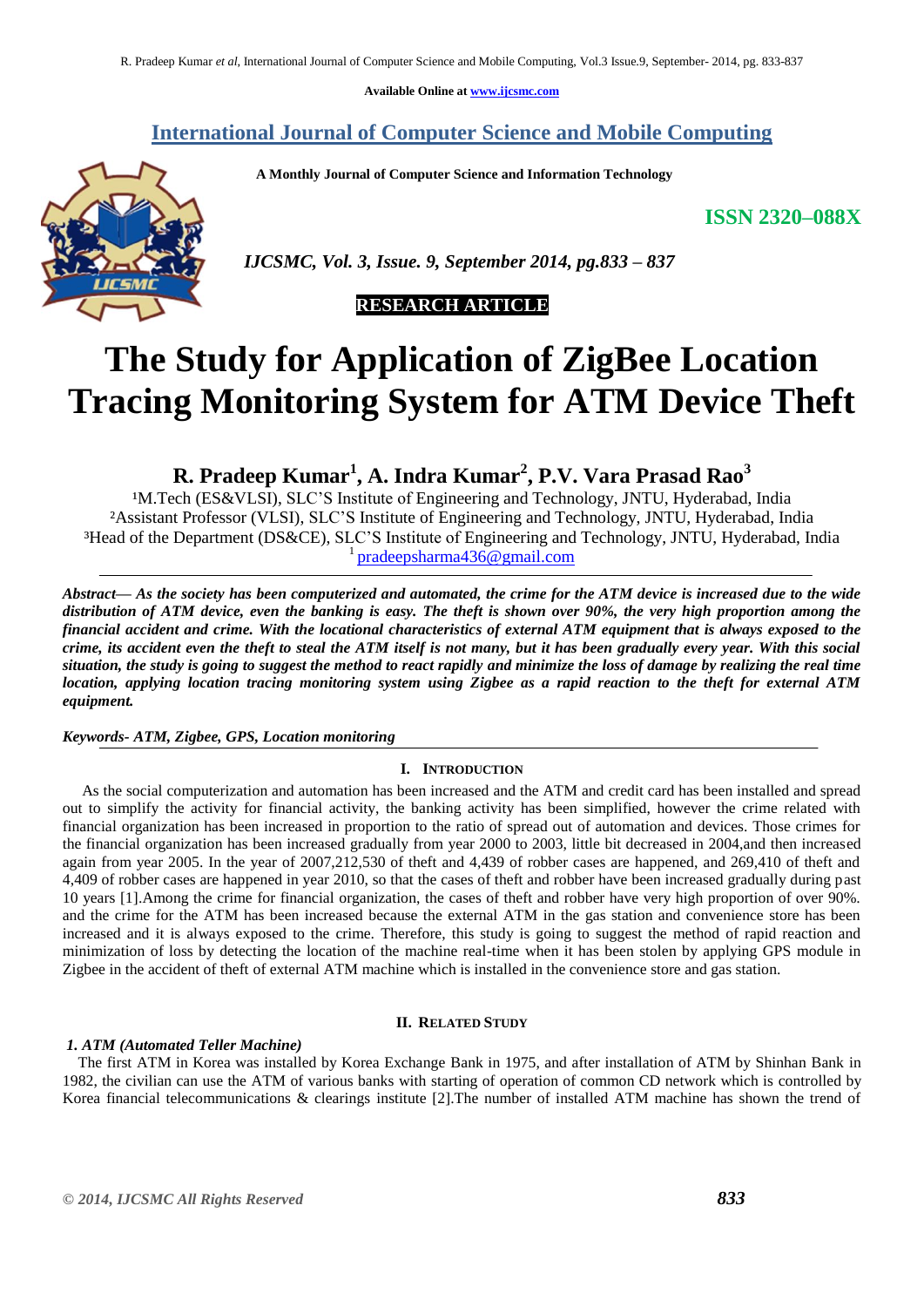Available Online at www.ijcsmc.com

# International Journal of Computer Science and Mobile Computing

**A Monthly Journal of Computer Science and Information Technology**

**ISSN 2320–088X**

*IJCSMC, Vol. 3, Issue. 9, September 2014, pg.833 – 837*

**RESEARCH ARTICLE**

# The Study for Application of ZigBee Location Tracing Monitoring System for ATM Device Theft

**R. Pradeep Kumar[1], A. Indra Kumar[2], P.V. Vara Prasad Rao[3]**

[1]M.Tech (ES&VLSI), SLC'S Institute of Engineering and Technology, JNTU, Hyderabad, India
[2]Assistant Professor (VLSI), SLC'S Institute of Engineering and Technology, JNTU, Hyderabad, India
[3]Head of the Department (DS&CE), SLC'S Institute of Engineering and Technology, JNTU, Hyderabad, India
[1] pradeepsharma436@gmail.com

***Abstract*— *As the society has been computerized and automated, the crime for the ATM device is increased due to the wide distribution of ATM device, even the banking is easy. The theft is shown over 90%, the very high proportion among the financial accident and crime. With the locational characteristics of external ATM equipment that is always exposed to the crime, its accident even the theft to steal the ATM itself is not many, but it has been gradually every year. With this social situation, the study is going to suggest the method to react rapidly and minimize the loss of damage by realizing the real time location, applying location tracing monitoring system using Zigbee as a rapid reaction to the theft for external ATM equipment.***

***Keywords- ATM, Zigbee, GPS, Location monitoring***

## I. Introduction

As the social computerization and automation has been increased and the ATM and credit card has been installed and spread out to simplify the activity for financial activity, the banking activity has been simplified, however the crime related with financial organization has been increased in proportion to the ratio of spread out of automation and devices. Those crimes for the financial organization has been increased gradually from year 2000 to 2003, little bit decreased in 2004,and then increased again from year 2005. In the year of 2007,212,530 of theft and 4,439 of robber cases are happened, and 269,410 of theft and 4,409 of robber cases are happened in year 2010, so that the cases of theft and robber have been increased gradually during past 10 years [1].Among the crime for financial organization, the cases of theft and robber have very high proportion of over 90%. and the crime for the ATM has been increased because the external ATM in the gas station and convenience store has been increased and it is always exposed to the crime. Therefore, this study is going to suggest the method of rapid reaction and minimization of loss by detecting the location of the machine real-time when it has been stolen by applying GPS module in Zigbee in the accident of theft of external ATM machine which is installed in the convenience store and gas station.

## II. Related Study

### *1. ATM (Automated Teller Machine)*

The first ATM in Korea was installed by Korea Exchange Bank in 1975, and after installation of ATM by Shinhan Bank in 1982, the civilian can use the ATM of various banks with starting of operation of common CD network which is controlled by Korea financial telecommunications & clearings institute [2].The number of installed ATM machine has shown the trend of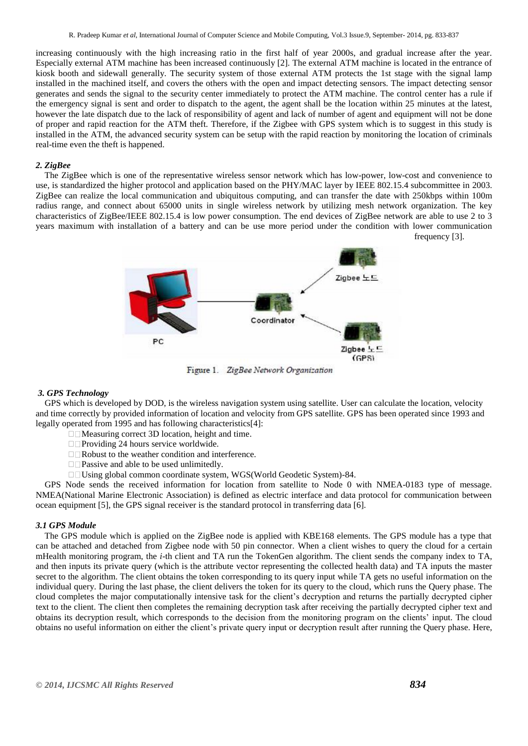increasing continuously with the high increasing ratio in the first half of year 2000s, and gradual increase after the year. Especially external ATM machine has been increased continuously [2]. The external ATM machine is located in the entrance of kiosk booth and sidewall generally. The security system of those external ATM protects the 1st stage with the signal lamp installed in the machined itself, and covers the others with the open and impact detecting sensors. The impact detecting sensor generates and sends the signal to the security center immediately to protect the ATM machine. The control center has a rule if the emergency signal is sent and order to dispatch to the agent, the agent shall be the location within 25 minutes at the latest, however the late dispatch due to the lack of responsibility of agent and lack of number of agent and equipment will not be done of proper and rapid reaction for the ATM theft. Therefore, if the Zigbee with GPS system which is to suggest in this study is installed in the ATM, the advanced security system can be setup with the rapid reaction by monitoring the location of criminals real-time even the theft is happened.

### *2. ZigBee*

The ZigBee which is one of the representative wireless sensor network which has low-power, low-cost and convenience to use, is standardized the higher protocol and application based on the PHY/MAC layer by IEEE 802.15.4 subcommittee in 2003. ZigBee can realize the local communication and ubiquitous computing, and can transfer the date with 250kbps within 100m radius range, and connect about 65000 units in single wireless network by utilizing mesh network organization. The key characteristics of ZigBee/IEEE 802.15.4 is low power consumption. The end devices of ZigBee network are able to use 2 to 3 years maximum with installation of a battery and can be use more period under the condition with lower communication frequency [3].

Figure 1. *ZigBee Network Organization*

### *3. GPS Technology*

GPS which is developed by DOD, is the wireless navigation system using satellite. User can calculate the location, velocity and time correctly by provided information of location and velocity from GPS satellite. GPS has been operated since 1993 and legally operated from 1995 and has following characteristics[4]:

- Measuring correct 3D location, height and time.
- Providing 24 hours service worldwide.
- Robust to the weather condition and interference.
- Passive and able to be used unlimitedly.
- Using global common coordinate system, WGS(World Geodetic System)-84.

GPS Node sends the received information for location from satellite to Node 0 with NMEA-0183 type of message. NMEA(National Marine Electronic Association) is defined as electric interface and data protocol for communication between ocean equipment [5], the GPS signal receiver is the standard protocol in transferring data [6].

### *3.1 GPS Module*

The GPS module which is applied on the ZigBee node is applied with KBE168 elements. The GPS module has a type that can be attached and detached from Zigbee node with 50 pin connector. When a client wishes to query the cloud for a certain mHealth monitoring program, the *i*-th client and TA run the TokenGen algorithm. The client sends the company index to TA, and then inputs its private query (which is the attribute vector representing the collected health data) and TA inputs the master secret to the algorithm. The client obtains the token corresponding to its query input while TA gets no useful information on the individual query. During the last phase, the client delivers the token for its query to the cloud, which runs the Query phase. The cloud completes the major computationally intensive task for the client's decryption and returns the partially decrypted cipher text to the client. The client then completes the remaining decryption task after receiving the partially decrypted cipher text and obtains its decryption result, which corresponds to the decision from the monitoring program on the clients' input. The cloud obtains no useful information on either the client's private query input or decryption result after running the Query phase. Here,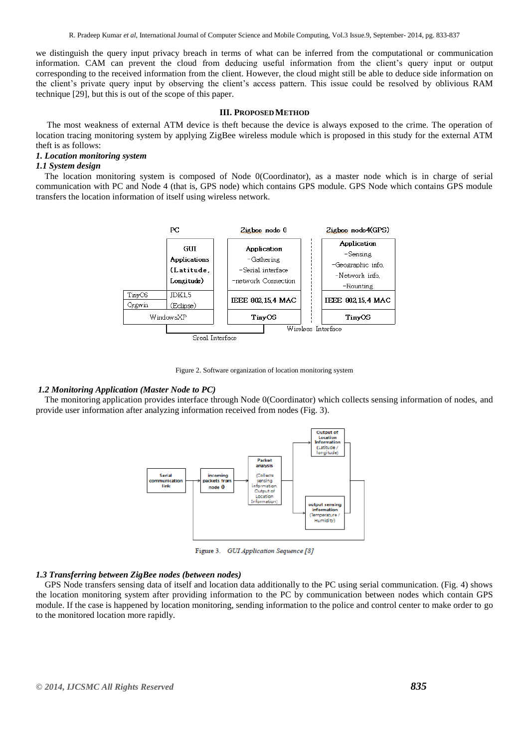we distinguish the query input privacy breach in terms of what can be inferred from the computational or communication information. CAM can prevent the cloud from deducing useful information from the client's query input or output corresponding to the received information from the client. However, the cloud might still be able to deduce side information on the client's private query input by observing the client's access pattern. This issue could be resolved by oblivious RAM technique [29], but this is out of the scope of this paper.

## III. PROPOSED METHOD

The most weakness of external ATM device is theft because the device is always exposed to the crime. The operation of location tracing monitoring system by applying ZigBee wireless module which is proposed in this study for the external ATM theft is as follows:

### *1. Location monitoring system*

#### *1.1 System design*

The location monitoring system is composed of Node 0(Coordinator), as a master node which is in charge of serial communication with PC and Node 4 (that is, GPS node) which contains GPS module. GPS Node which contains GPS module transfers the location information of itself using wireless network.

Figure 2. Software organization of location monitoring system

#### *1.2 Monitoring Application (Master Node to PC)*

The monitoring application provides interface through Node 0(Coordinator) which collects sensing information of nodes, and provide user information after analyzing information received from nodes (Fig. 3).

Figure 3. *GUI Application Sequence [8]*

#### *1.3 Transferring between ZigBee nodes (between nodes)*

GPS Node transfers sensing data of itself and location data additionally to the PC using serial communication. (Fig. 4) shows the location monitoring system after providing information to the PC by communication between nodes which contain GPS module. If the case is happened by location monitoring, sending information to the police and control center to make order to go to the monitored location more rapidly.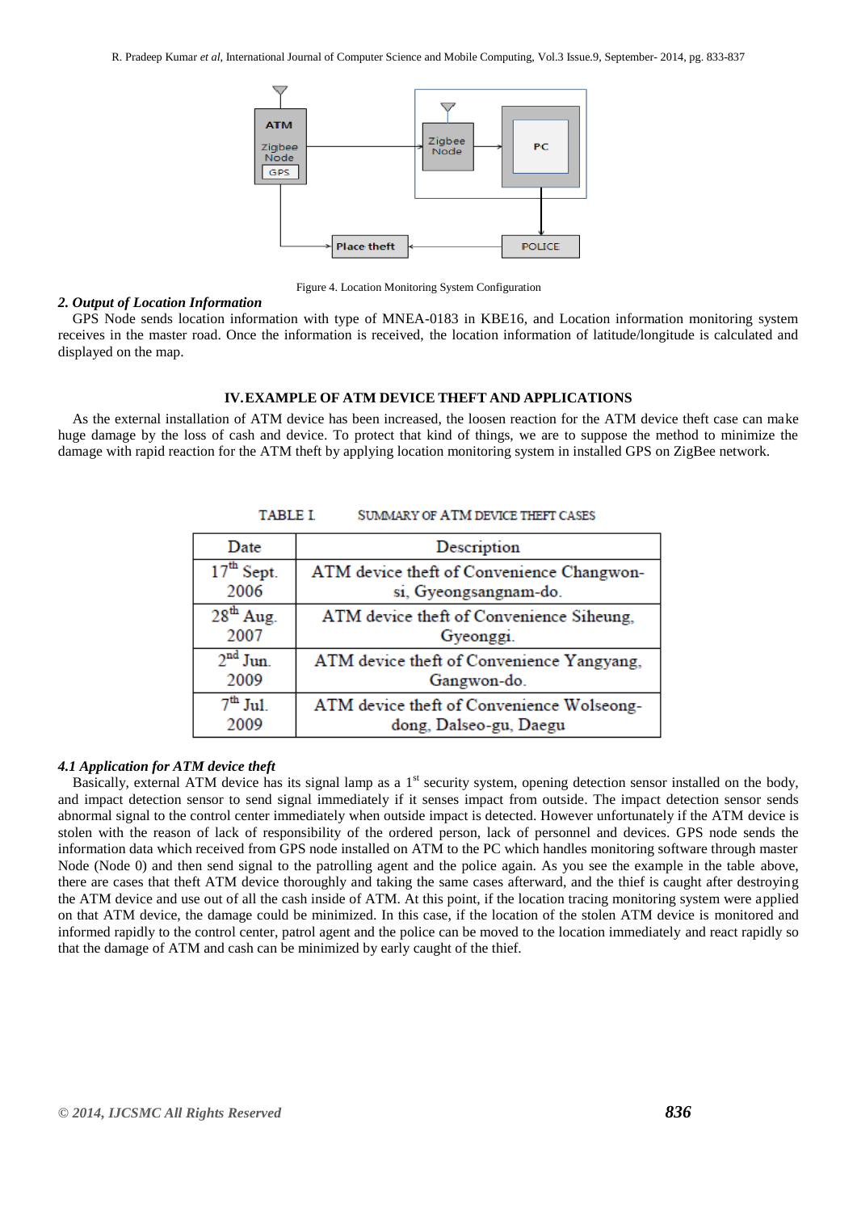Figure 4. Location Monitoring System Configuration

### *2. Output of Location Information*

GPS Node sends location information with type of MNEA-0183 in KBE16, and Location information monitoring system receives in the master road. Once the information is received, the location information of latitude/longitude is calculated and displayed on the map.

## IV. EXAMPLE OF ATM DEVICE THEFT AND APPLICATIONS

As the external installation of ATM device has been increased, the loosen reaction for the ATM device theft case can make huge damage by the loss of cash and device. To protect that kind of things, we are to suppose the method to minimize the damage with rapid reaction for the ATM theft by applying location monitoring system in installed GPS on ZigBee network.

TABLE I. SUMMARY OF ATM DEVICE THEFT CASES

| Date | Description |
|---|---|
| 17th Sept. 2006 | ATM device theft of Convenience Changwon-si, Gyeongsangnam-do. |
| 28th Aug. 2007 | ATM device theft of Convenience Siheung, Gyeonggi. |
| 2nd Jun. 2009 | ATM device theft of Convenience Yangyang, Gangwon-do. |
| 7th Jul. 2009 | ATM device theft of Convenience Wolseong-dong, Dalseo-gu, Daegu |

### *4.1 Application for ATM device theft*

Basically, external ATM device has its signal lamp as a 1st security system, opening detection sensor installed on the body, and impact detection sensor to send signal immediately if it senses impact from outside. The impact detection sensor sends abnormal signal to the control center immediately when outside impact is detected. However unfortunately if the ATM device is stolen with the reason of lack of responsibility of the ordered person, lack of personnel and devices. GPS node sends the information data which received from GPS node installed on ATM to the PC which handles monitoring software through master Node (Node 0) and then send signal to the patrolling agent and the police again. As you see the example in the table above, there are cases that theft ATM device thoroughly and taking the same cases afterward, and the thief is caught after destroying the ATM device and use out of all the cash inside of ATM. At this point, if the location tracing monitoring system were applied on that ATM device, the damage could be minimized. In this case, if the location of the stolen ATM device is monitored and informed rapidly to the control center, patrol agent and the police can be moved to the location immediately and react rapidly so that the damage of ATM and cash can be minimized by early caught of the thief.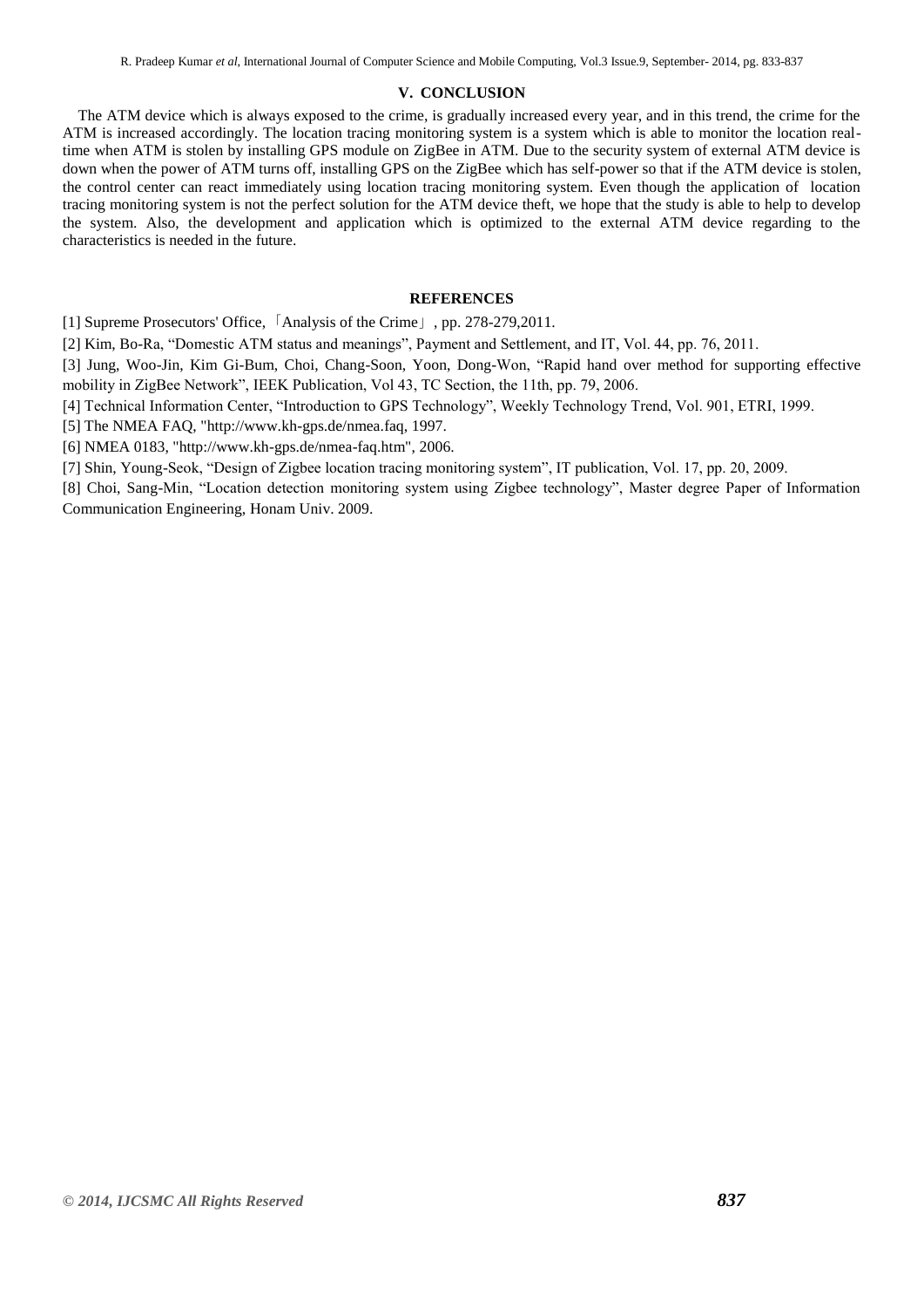## V. CONCLUSION

The ATM device which is always exposed to the crime, is gradually increased every year, and in this trend, the crime for the ATM is increased accordingly. The location tracing monitoring system is a system which is able to monitor the location real-time when ATM is stolen by installing GPS module on ZigBee in ATM. Due to the security system of external ATM device is down when the power of ATM turns off, installing GPS on the ZigBee which has self-power so that if the ATM device is stolen, the control center can react immediately using location tracing monitoring system. Even though the application of location tracing monitoring system is not the perfect solution for the ATM device theft, we hope that the study is able to help to develop the system. Also, the development and application which is optimized to the external ATM device regarding to the characteristics is needed in the future.

## REFERENCES

[1] Supreme Prosecutors' Office,「Analysis of the Crime」, pp. 278-279,2011.

[2] Kim, Bo-Ra, "Domestic ATM status and meanings", Payment and Settlement, and IT, Vol. 44, pp. 76, 2011.

[3] Jung, Woo-Jin, Kim Gi-Bum, Choi, Chang-Soon, Yoon, Dong-Won, "Rapid hand over method for supporting effective mobility in ZigBee Network", IEEK Publication, Vol 43, TC Section, the 11th, pp. 79, 2006.

[4] Technical Information Center, "Introduction to GPS Technology", Weekly Technology Trend, Vol. 901, ETRI, 1999.

[5] The NMEA FAQ, "http://www.kh-gps.de/nmea.faq, 1997.

[6] NMEA 0183, "http://www.kh-gps.de/nmea-faq.htm", 2006.

[7] Shin, Young-Seok, "Design of Zigbee location tracing monitoring system", IT publication, Vol. 17, pp. 20, 2009.

[8] Choi, Sang-Min, "Location detection monitoring system using Zigbee technology", Master degree Paper of Information Communication Engineering, Honam Univ. 2009.